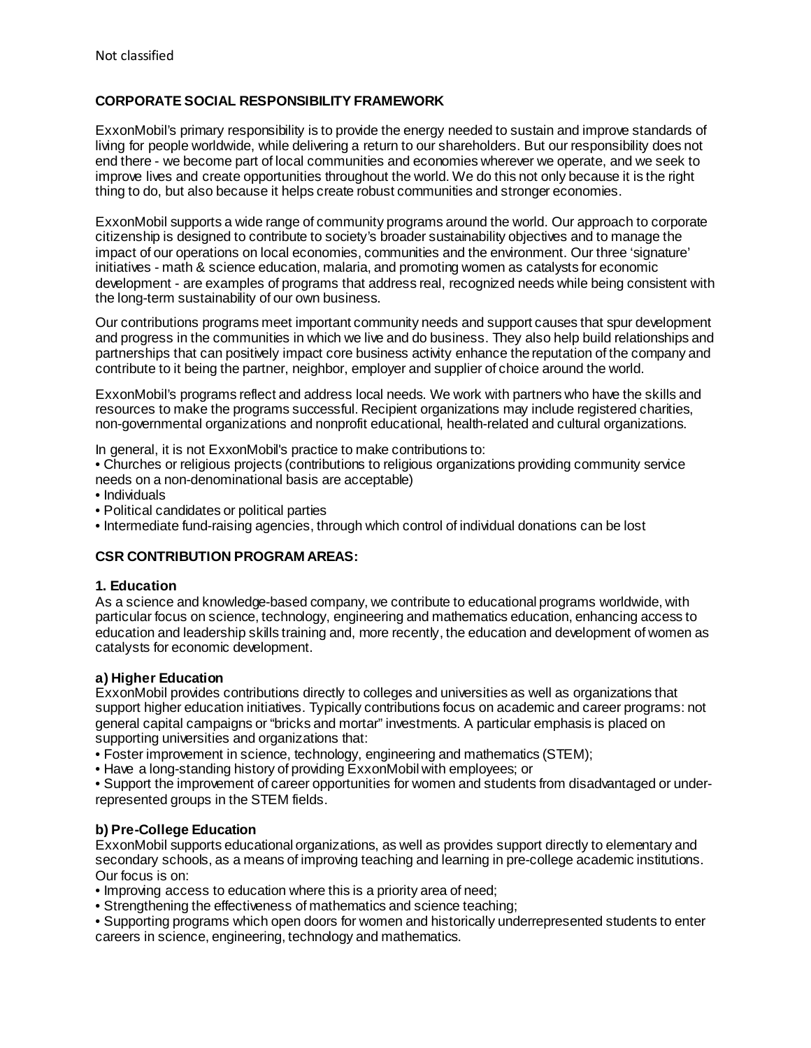Not classified

## CORPORATE SOCIAL RESPONSIBILITY FRAMEWORK

ExxonMobil's primary responsibility is to provide the energy needed to sustain and improve standards of living for people worldwide, while delivering a return to our shareholders. But our responsibility does not end there - we become part of local communities and economies wherever we operate, and we seek to improve lives and create opportunities throughout the world. We do this not only because it is the right thing to do, but also because it helps create robust communities and stronger economies.

ExxonMobil supports a wide range of community programs around the world. Our approach to corporate citizenship is designed to contribute to society's broader sustainability objectives and to manage the impact of our operations on local economies, communities and the environment. Our three 'signature' initiatives - math & science education, malaria, and promoting women as catalysts for economic development - are examples of programs that address real, recognized needs while being consistent with the long-term sustainability of our own business.

Our contributions programs meet important community needs and support causes that spur development and progress in the communities in which we live and do business. They also help build relationships and partnerships that can positively impact core business activity enhance the reputation of the company and contribute to it being the partner, neighbor, employer and supplier of choice around the world.

ExxonMobil's programs reflect and address local needs. We work with partners who have the skills and resources to make the programs successful. Recipient organizations may include registered charities, non-governmental organizations and nonprofit educational, health-related and cultural organizations.

In general, it is not ExxonMobil's practice to make contributions to:

- Churches or religious projects (contributions to religious organizations providing community service needs on a non-denominational basis are acceptable)
- Individuals
- Political candidates or political parties
- Intermediate fund-raising agencies, through which control of individual donations can be lost

## CSR CONTRIBUTION PROGRAM AREAS:

### 1. Education

As a science and knowledge-based company, we contribute to educational programs worldwide, with particular focus on science, technology, engineering and mathematics education, enhancing access to education and leadership skills training and, more recently, the education and development of women as catalysts for economic development.

#### a) Higher Education

ExxonMobil provides contributions directly to colleges and universities as well as organizations that support higher education initiatives. Typically contributions focus on academic and career programs: not general capital campaigns or "bricks and mortar" investments. A particular emphasis is placed on supporting universities and organizations that:

- Foster improvement in science, technology, engineering and mathematics (STEM);
- Have a long-standing history of providing ExxonMobil with employees; or
- Support the improvement of career opportunities for women and students from disadvantaged or under-represented groups in the STEM fields.

#### b) Pre-College Education

ExxonMobil supports educational organizations, as well as provides support directly to elementary and secondary schools, as a means of improving teaching and learning in pre-college academic institutions. Our focus is on:

- Improving access to education where this is a priority area of need;
- Strengthening the effectiveness of mathematics and science teaching;
- Supporting programs which open doors for women and historically underrepresented students to enter careers in science, engineering, technology and mathematics.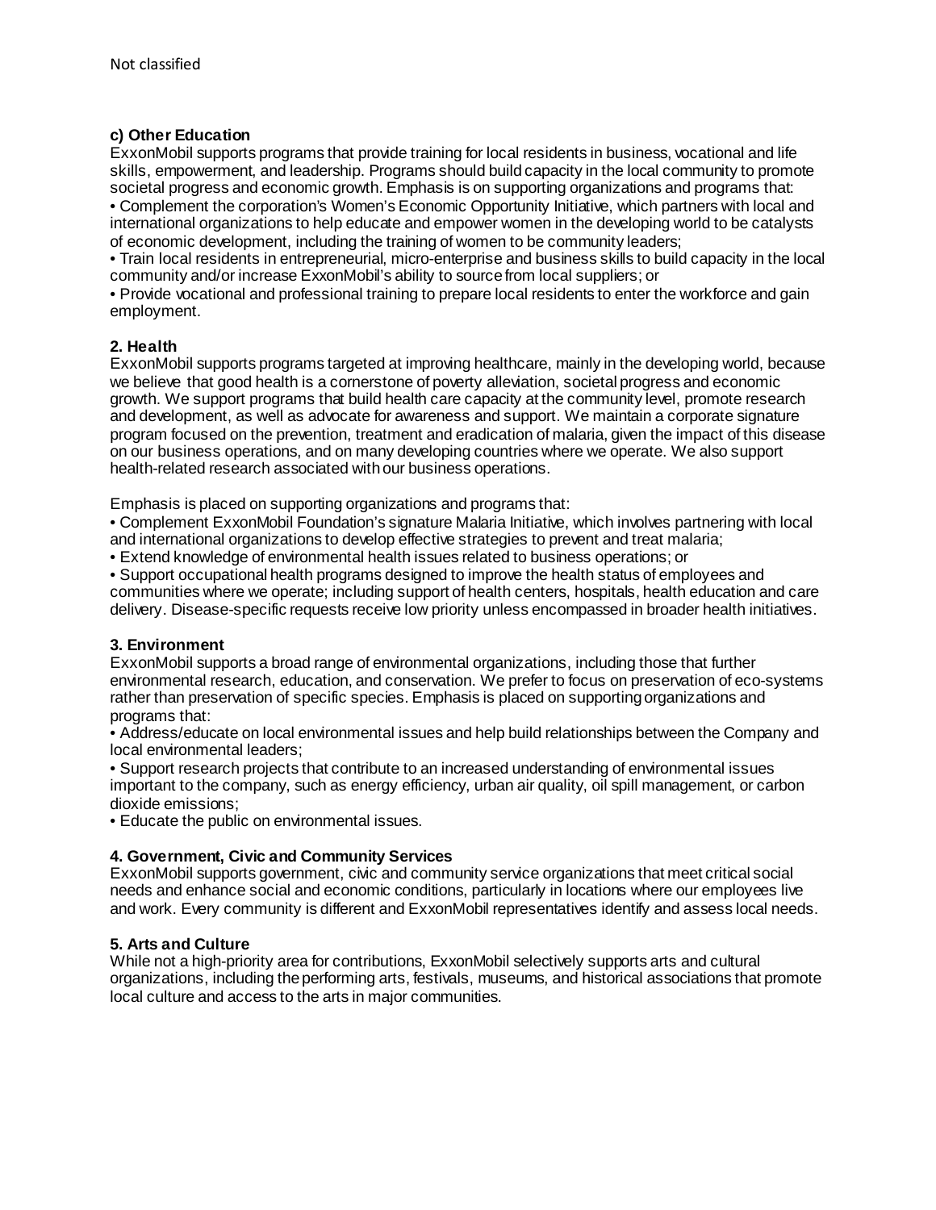### c) Other Education

ExxonMobil supports programs that provide training for local residents in business, vocational and life skills, empowerment, and leadership. Programs should build capacity in the local community to promote societal progress and economic growth. Emphasis is on supporting organizations and programs that:

- Complement the corporation's Women's Economic Opportunity Initiative, which partners with local and international organizations to help educate and empower women in the developing world to be catalysts of economic development, including the training of women to be community leaders;
- Train local residents in entrepreneurial, micro-enterprise and business skills to build capacity in the local community and/or increase ExxonMobil's ability to source from local suppliers; or
- Provide vocational and professional training to prepare local residents to enter the workforce and gain employment.

## 2. Health

ExxonMobil supports programs targeted at improving healthcare, mainly in the developing world, because we believe that good health is a cornerstone of poverty alleviation, societal progress and economic growth. We support programs that build health care capacity at the community level, promote research and development, as well as advocate for awareness and support. We maintain a corporate signature program focused on the prevention, treatment and eradication of malaria, given the impact of this disease on our business operations, and on many developing countries where we operate. We also support health-related research associated with our business operations.

Emphasis is placed on supporting organizations and programs that:

- Complement ExxonMobil Foundation's signature Malaria Initiative, which involves partnering with local and international organizations to develop effective strategies to prevent and treat malaria;
- Extend knowledge of environmental health issues related to business operations; or
- Support occupational health programs designed to improve the health status of employees and communities where we operate; including support of health centers, hospitals, health education and care delivery. Disease-specific requests receive low priority unless encompassed in broader health initiatives.

## 3. Environment

ExxonMobil supports a broad range of environmental organizations, including those that further environmental research, education, and conservation. We prefer to focus on preservation of eco-systems rather than preservation of specific species. Emphasis is placed on supporting organizations and programs that:

- Address/educate on local environmental issues and help build relationships between the Company and local environmental leaders;
- Support research projects that contribute to an increased understanding of environmental issues important to the company, such as energy efficiency, urban air quality, oil spill management, or carbon dioxide emissions;
- Educate the public on environmental issues.

## 4. Government, Civic and Community Services

ExxonMobil supports government, civic and community service organizations that meet critical social needs and enhance social and economic conditions, particularly in locations where our employees live and work. Every community is different and ExxonMobil representatives identify and assess local needs.

## 5. Arts and Culture

While not a high-priority area for contributions, ExxonMobil selectively supports arts and cultural organizations, including the performing arts, festivals, museums, and historical associations that promote local culture and access to the arts in major communities.